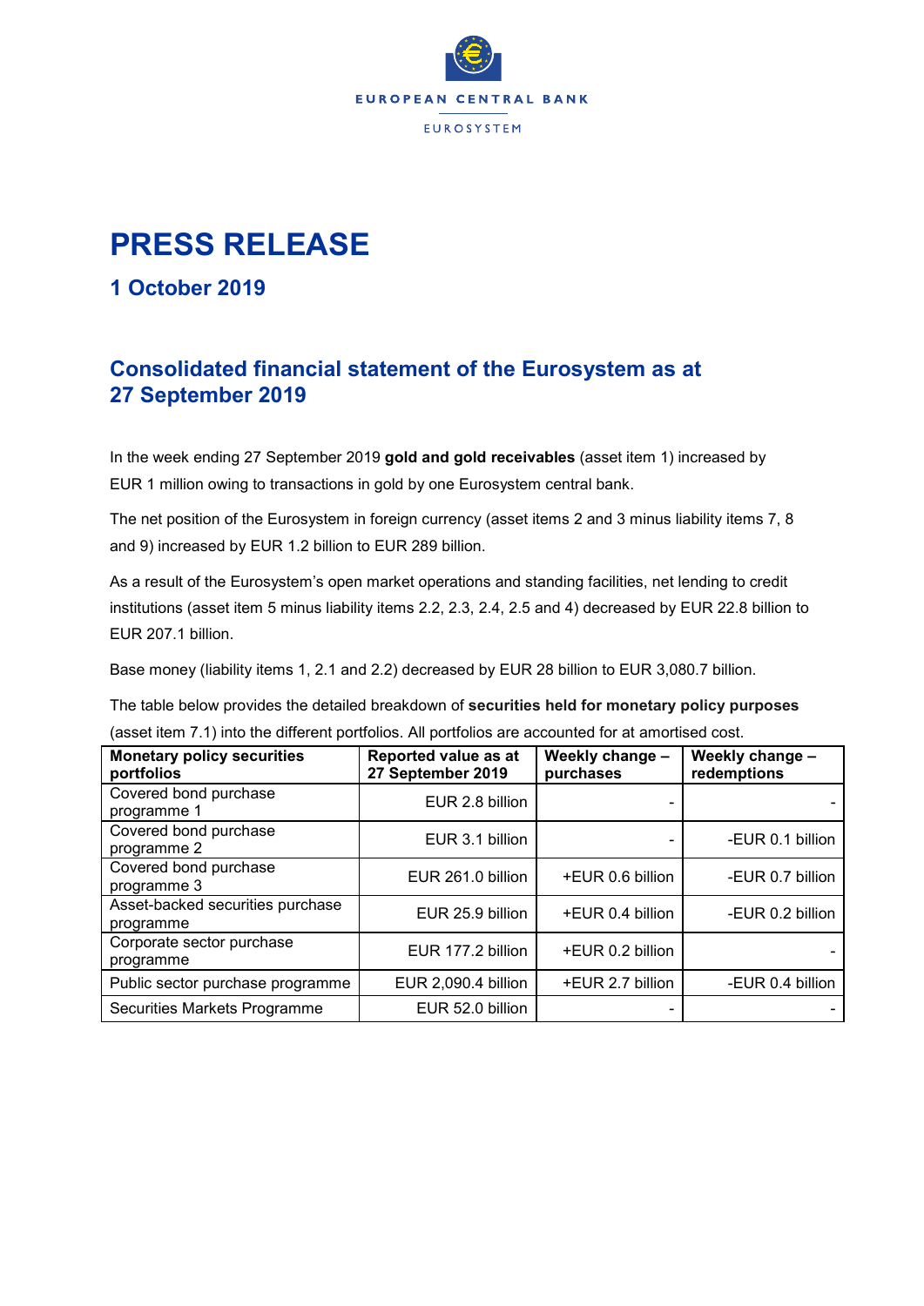EUROPEAN CENTRAL BANK

EUROSYSTEM

# PRESS RELEASE

## 1 October 2019

## Consolidated financial statement of the Eurosystem as at 27 September 2019

In the week ending 27 September 2019 **gold and gold receivables** (asset item 1) increased by EUR 1 million owing to transactions in gold by one Eurosystem central bank.

The net position of the Eurosystem in foreign currency (asset items 2 and 3 minus liability items 7, 8 and 9) increased by EUR 1.2 billion to EUR 289 billion.

As a result of the Eurosystem's open market operations and standing facilities, net lending to credit institutions (asset item 5 minus liability items 2.2, 2.3, 2.4, 2.5 and 4) decreased by EUR 22.8 billion to EUR 207.1 billion.

Base money (liability items 1, 2.1 and 2.2) decreased by EUR 28 billion to EUR 3,080.7 billion.

The table below provides the detailed breakdown of **securities held for monetary policy purposes** (asset item 7.1) into the different portfolios. All portfolios are accounted for at amortised cost.

| Monetary policy securities portfolios | Reported value as at 27 September 2019 | Weekly change – purchases | Weekly change – redemptions |
|---|---|---|---|
| Covered bond purchase programme 1 | EUR 2.8 billion | - | - |
| Covered bond purchase programme 2 | EUR 3.1 billion | - | -EUR 0.1 billion |
| Covered bond purchase programme 3 | EUR 261.0 billion | +EUR 0.6 billion | -EUR 0.7 billion |
| Asset-backed securities purchase programme | EUR 25.9 billion | +EUR 0.4 billion | -EUR 0.2 billion |
| Corporate sector purchase programme | EUR 177.2 billion | +EUR 0.2 billion | - |
| Public sector purchase programme | EUR 2,090.4 billion | +EUR 2.7 billion | -EUR 0.4 billion |
| Securities Markets Programme | EUR 52.0 billion | - | - |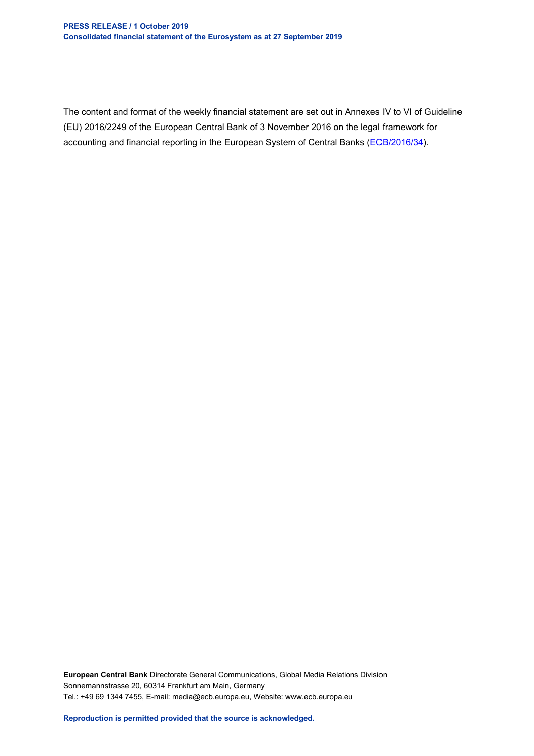The content and format of the weekly financial statement are set out in Annexes IV to VI of Guideline (EU) 2016/2249 of the European Central Bank of 3 November 2016 on the legal framework for accounting and financial reporting in the European System of Central Banks (ECB/2016/34).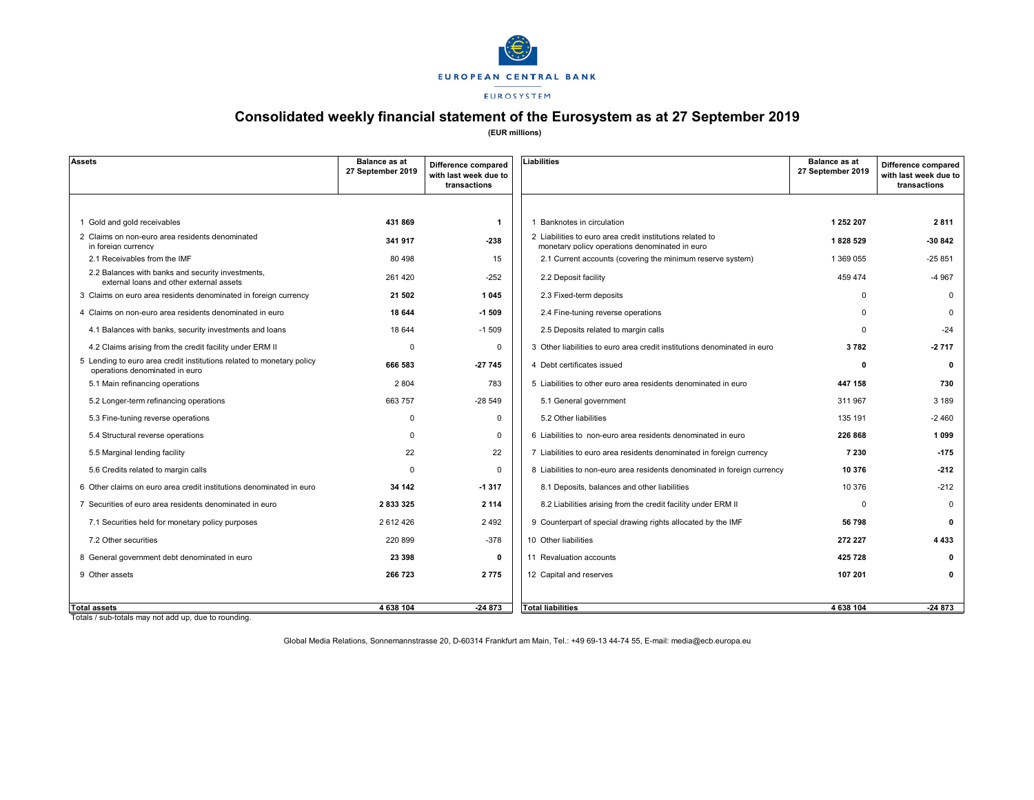EUROPEAN CENTRAL BANK

EUROSYSTEM

# Consolidated weekly financial statement of the Eurosystem as at 27 September 2019

**(EUR millions)**

| Assets | Balance as at 27 September 2019 | Difference compared with last week due to transactions |
|---|---|---|
| 1 Gold and gold receivables | **431 869** | **1** |
| 2 Claims on non-euro area residents denominated in foreign currency | **341 917** | **-238** |
| 2.1 Receivables from the IMF | 80 498 | 15 |
| 2.2 Balances with banks and security investments, external loans and other external assets | 261 420 | -252 |
| 3 Claims on euro area residents denominated in foreign currency | **21 502** | **1 045** |
| 4 Claims on non-euro area residents denominated in euro | **18 644** | **-1 509** |
| 4.1 Balances with banks, security investments and loans | 18 644 | -1 509 |
| 4.2 Claims arising from the credit facility under ERM II | 0 | 0 |
| 5 Lending to euro area credit institutions related to monetary policy operations denominated in euro | **666 583** | **-27 745** |
| 5.1 Main refinancing operations | 2 804 | 783 |
| 5.2 Longer-term refinancing operations | 663 757 | -28 549 |
| 5.3 Fine-tuning reverse operations | 0 | 0 |
| 5.4 Structural reverse operations | 0 | 0 |
| 5.5 Marginal lending facility | 22 | 22 |
| 5.6 Credits related to margin calls | 0 | 0 |
| 6 Other claims on euro area credit institutions denominated in euro | **34 142** | **-1 317** |
| 7 Securities of euro area residents denominated in euro | **2 833 325** | **2 114** |
| 7.1 Securities held for monetary policy purposes | 2 612 426 | 2 492 |
| 7.2 Other securities | 220 899 | -378 |
| 8 General government debt denominated in euro | **23 398** | **0** |
| 9 Other assets | **266 723** | **2 775** |
| **Total assets** | **4 638 104** | **-24 873** |

| Liabilities | Balance as at 27 September 2019 | Difference compared with last week due to transactions |
|---|---|---|
| 1 Banknotes in circulation | **1 252 207** | **2 811** |
| 2 Liabilities to euro area credit institutions related to monetary policy operations denominated in euro | **1 828 529** | **-30 842** |
| 2.1 Current accounts (covering the minimum reserve system) | 1 369 055 | -25 851 |
| 2.2 Deposit facility | 459 474 | -4 967 |
| 2.3 Fixed-term deposits | 0 | 0 |
| 2.4 Fine-tuning reverse operations | 0 | 0 |
| 2.5 Deposits related to margin calls | 0 | -24 |
| 3 Other liabilities to euro area credit institutions denominated in euro | **3 782** | **-2 717** |
| 4 Debt certificates issued | **0** | **0** |
| 5 Liabilities to other euro area residents denominated in euro | **447 158** | **730** |
| 5.1 General government | 311 967 | 3 189 |
| 5.2 Other liabilities | 135 191 | -2 460 |
| 6 Liabilities to non-euro area residents denominated in euro | **226 868** | **1 099** |
| 7 Liabilities to euro area residents denominated in foreign currency | **7 230** | **-175** |
| 8 Liabilities to non-euro area residents denominated in foreign currency | **10 376** | **-212** |
| 8.1 Deposits, balances and other liabilities | 10 376 | -212 |
| 8.2 Liabilities arising from the credit facility under ERM II | 0 | 0 |
| 9 Counterpart of special drawing rights allocated by the IMF | **56 798** | **0** |
| 10 Other liabilities | **272 227** | **4 433** |
| 11 Revaluation accounts | **425 728** | **0** |
| 12 Capital and reserves | **107 201** | **0** |
| **Total liabilities** | **4 638 104** | **-24 873** |

Totals / sub-totals may not add up, due to rounding.

Global Media Relations, Sonnemannstrasse 20, D-60314 Frankfurt am Main, Tel.: +49 69-13 44-74 55, E-mail: media@ecb.europa.eu